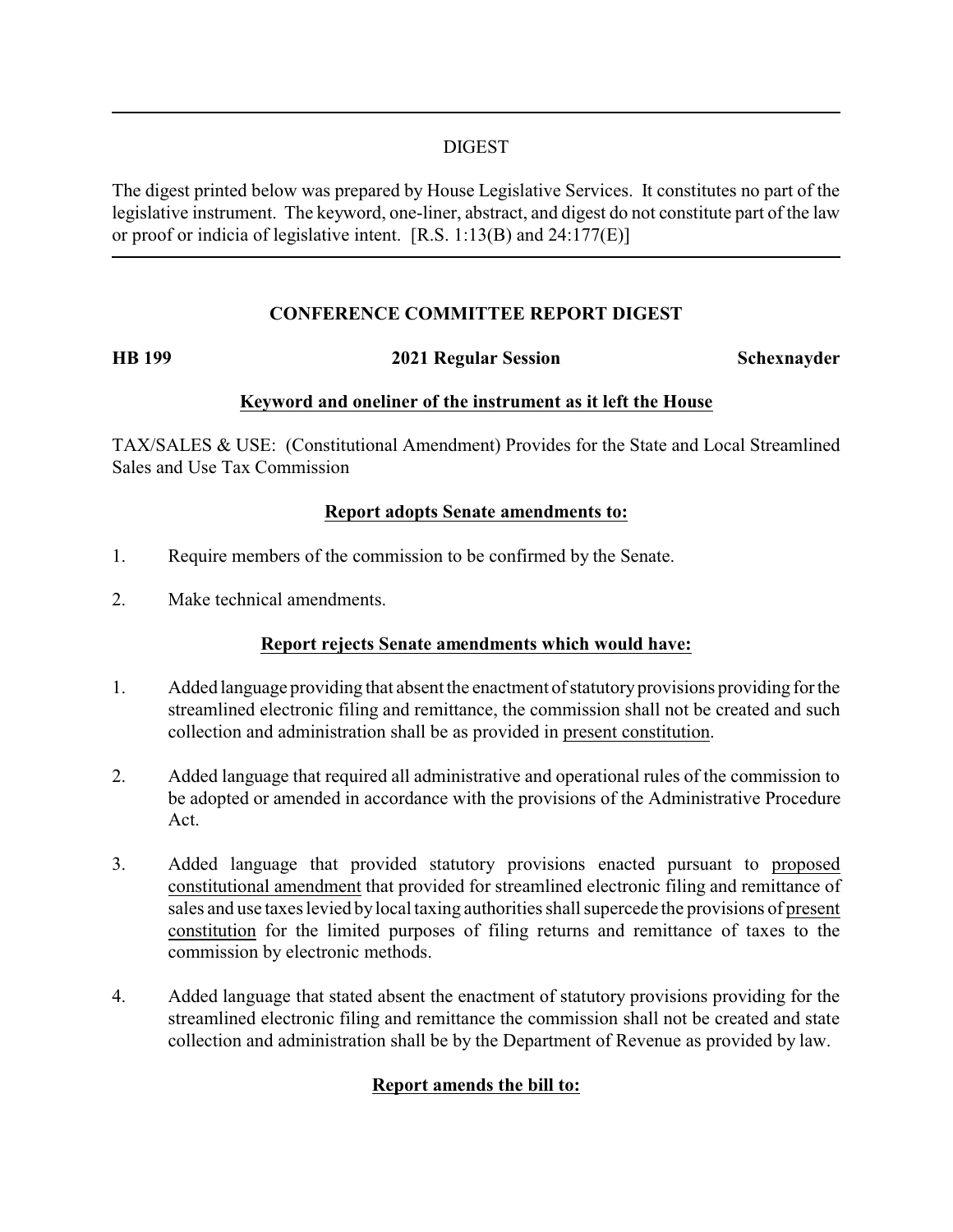# DIGEST

The digest printed below was prepared by House Legislative Services. It constitutes no part of the legislative instrument. The keyword, one-liner, abstract, and digest do not constitute part of the law or proof or indicia of legislative intent. [R.S. 1:13(B) and 24:177(E)]

## CONFERENCE COMMITTEE REPORT DIGEST

**HB 199** **2021 Regular Session** **Schexnayder**

**Keyword and oneliner of the instrument as it left the House**

TAX/SALES & USE: (Constitutional Amendment) Provides for the State and Local Streamlined Sales and Use Tax Commission

**Report adopts Senate amendments to:**

1. Require members of the commission to be confirmed by the Senate.
2. Make technical amendments.

**Report rejects Senate amendments which would have:**

1. Added language providing that absent the enactment of statutory provisions providing for the streamlined electronic filing and remittance, the commission shall not be created and such collection and administration shall be as provided in present constitution.
2. Added language that required all administrative and operational rules of the commission to be adopted or amended in accordance with the provisions of the Administrative Procedure Act.
3. Added language that provided statutory provisions enacted pursuant to proposed constitutional amendment that provided for streamlined electronic filing and remittance of sales and use taxes levied by local taxing authorities shall supercede the provisions of present constitution for the limited purposes of filing returns and remittance of taxes to the commission by electronic methods.
4. Added language that stated absent the enactment of statutory provisions providing for the streamlined electronic filing and remittance the commission shall not be created and state collection and administration shall be by the Department of Revenue as provided by law.

**Report amends the bill to:**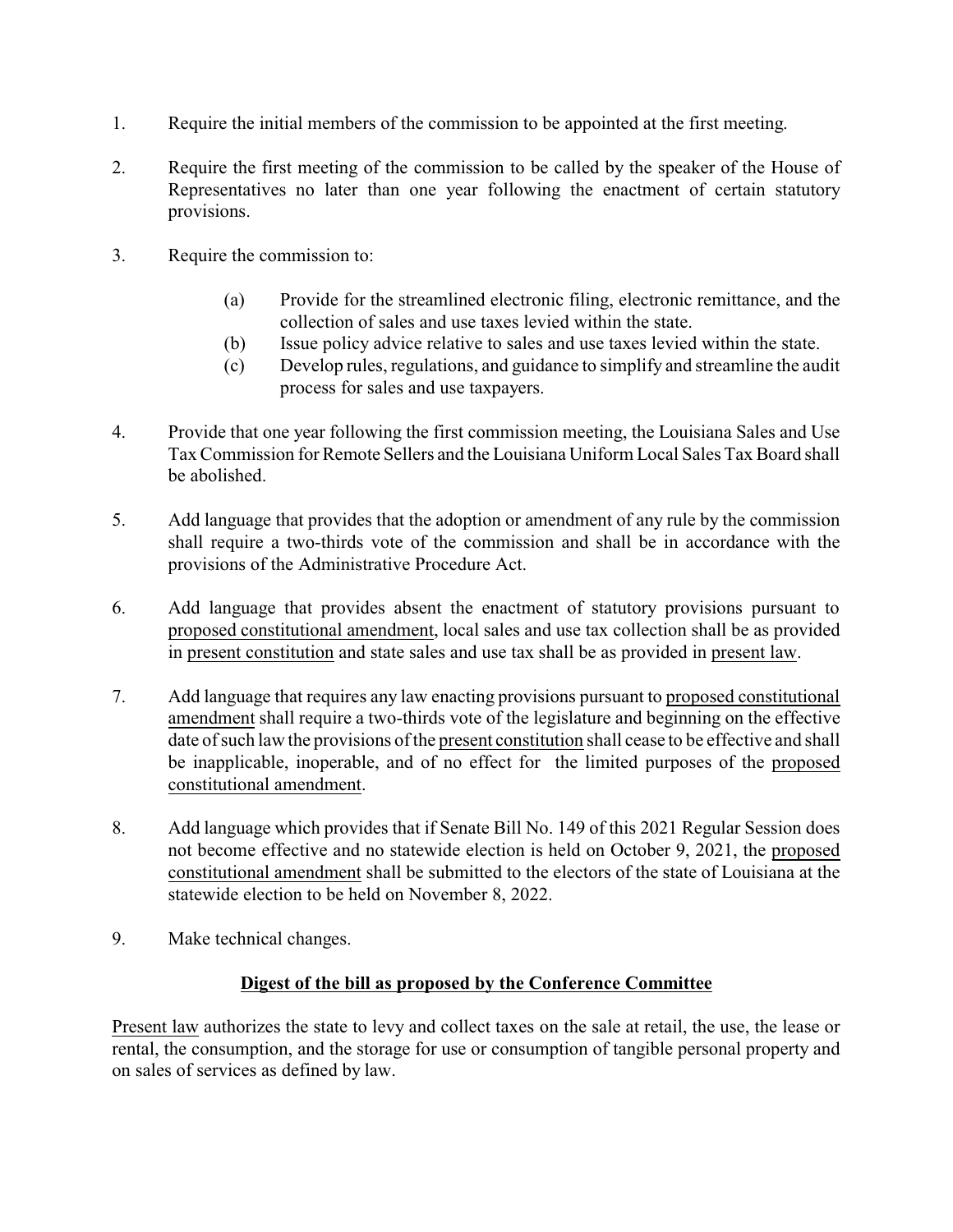1. Require the initial members of the commission to be appointed at the first meeting.

2. Require the first meeting of the commission to be called by the speaker of the House of Representatives no later than one year following the enactment of certain statutory provisions.

3. Require the commission to:

   (a) Provide for the streamlined electronic filing, electronic remittance, and the collection of sales and use taxes levied within the state.

   (b) Issue policy advice relative to sales and use taxes levied within the state.

   (c) Develop rules, regulations, and guidance to simplify and streamline the audit process for sales and use taxpayers.

4. Provide that one year following the first commission meeting, the Louisiana Sales and Use Tax Commission for Remote Sellers and the Louisiana Uniform Local Sales Tax Board shall be abolished.

5. Add language that provides that the adoption or amendment of any rule by the commission shall require a two-thirds vote of the commission and shall be in accordance with the provisions of the Administrative Procedure Act.

6. Add language that provides absent the enactment of statutory provisions pursuant to <u>proposed constitutional amendment</u>, local sales and use tax collection shall be as provided in <u>present constitution</u> and state sales and use tax shall be as provided in <u>present law</u>.

7. Add language that requires any law enacting provisions pursuant to <u>proposed constitutional amendment</u> shall require a two-thirds vote of the legislature and beginning on the effective date of such law the provisions of the <u>present constitution</u> shall cease to be effective and shall be inapplicable, inoperable, and of no effect for the limited purposes of the <u>proposed constitutional amendment</u>.

8. Add language which provides that if Senate Bill No. 149 of this 2021 Regular Session does not become effective and no statewide election is held on October 9, 2021, the <u>proposed constitutional amendment</u> shall be submitted to the electors of the state of Louisiana at the statewide election to be held on November 8, 2022.

9. Make technical changes.

## <u>Digest of the bill as proposed by the Conference Committee</u>

<u>Present law</u> authorizes the state to levy and collect taxes on the sale at retail, the use, the lease or rental, the consumption, and the storage for use or consumption of tangible personal property and on sales of services as defined by law.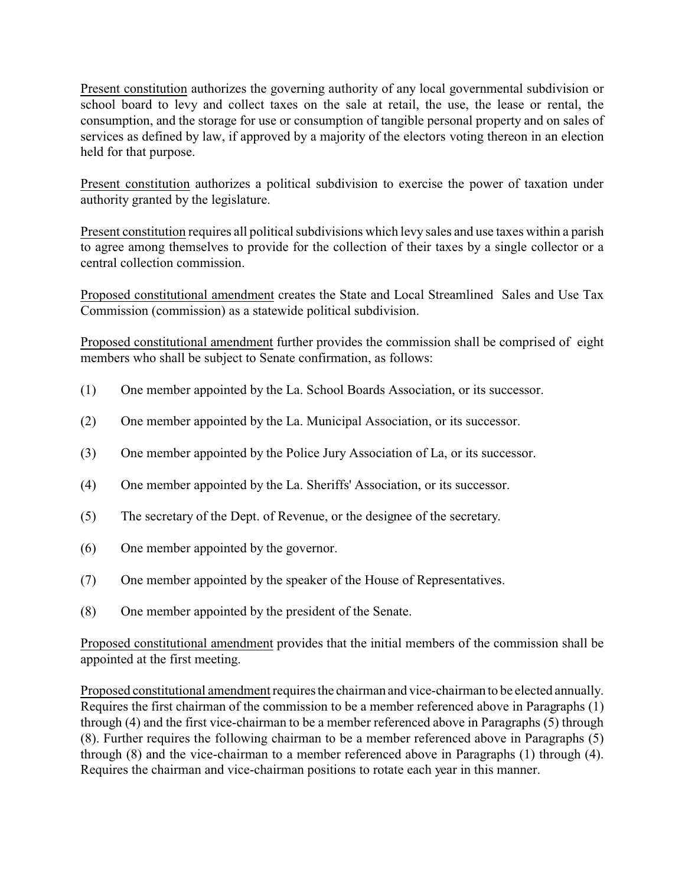Present constitution authorizes the governing authority of any local governmental subdivision or school board to levy and collect taxes on the sale at retail, the use, the lease or rental, the consumption, and the storage for use or consumption of tangible personal property and on sales of services as defined by law, if approved by a majority of the electors voting thereon in an election held for that purpose.

Present constitution authorizes a political subdivision to exercise the power of taxation under authority granted by the legislature.

Present constitution requires all political subdivisions which levy sales and use taxes within a parish to agree among themselves to provide for the collection of their taxes by a single collector or a central collection commission.

Proposed constitutional amendment creates the State and Local Streamlined Sales and Use Tax Commission (commission) as a statewide political subdivision.

Proposed constitutional amendment further provides the commission shall be comprised of eight members who shall be subject to Senate confirmation, as follows:

(1) One member appointed by the La. School Boards Association, or its successor.

(2) One member appointed by the La. Municipal Association, or its successor.

(3) One member appointed by the Police Jury Association of La, or its successor.

(4) One member appointed by the La. Sheriffs' Association, or its successor.

(5) The secretary of the Dept. of Revenue, or the designee of the secretary.

(6) One member appointed by the governor.

(7) One member appointed by the speaker of the House of Representatives.

(8) One member appointed by the president of the Senate.

Proposed constitutional amendment provides that the initial members of the commission shall be appointed at the first meeting.

Proposed constitutional amendment requires the chairman and vice-chairman to be elected annually. Requires the first chairman of the commission to be a member referenced above in Paragraphs (1) through (4) and the first vice-chairman to be a member referenced above in Paragraphs (5) through (8). Further requires the following chairman to be a member referenced above in Paragraphs (5) through (8) and the vice-chairman to a member referenced above in Paragraphs (1) through (4). Requires the chairman and vice-chairman positions to rotate each year in this manner.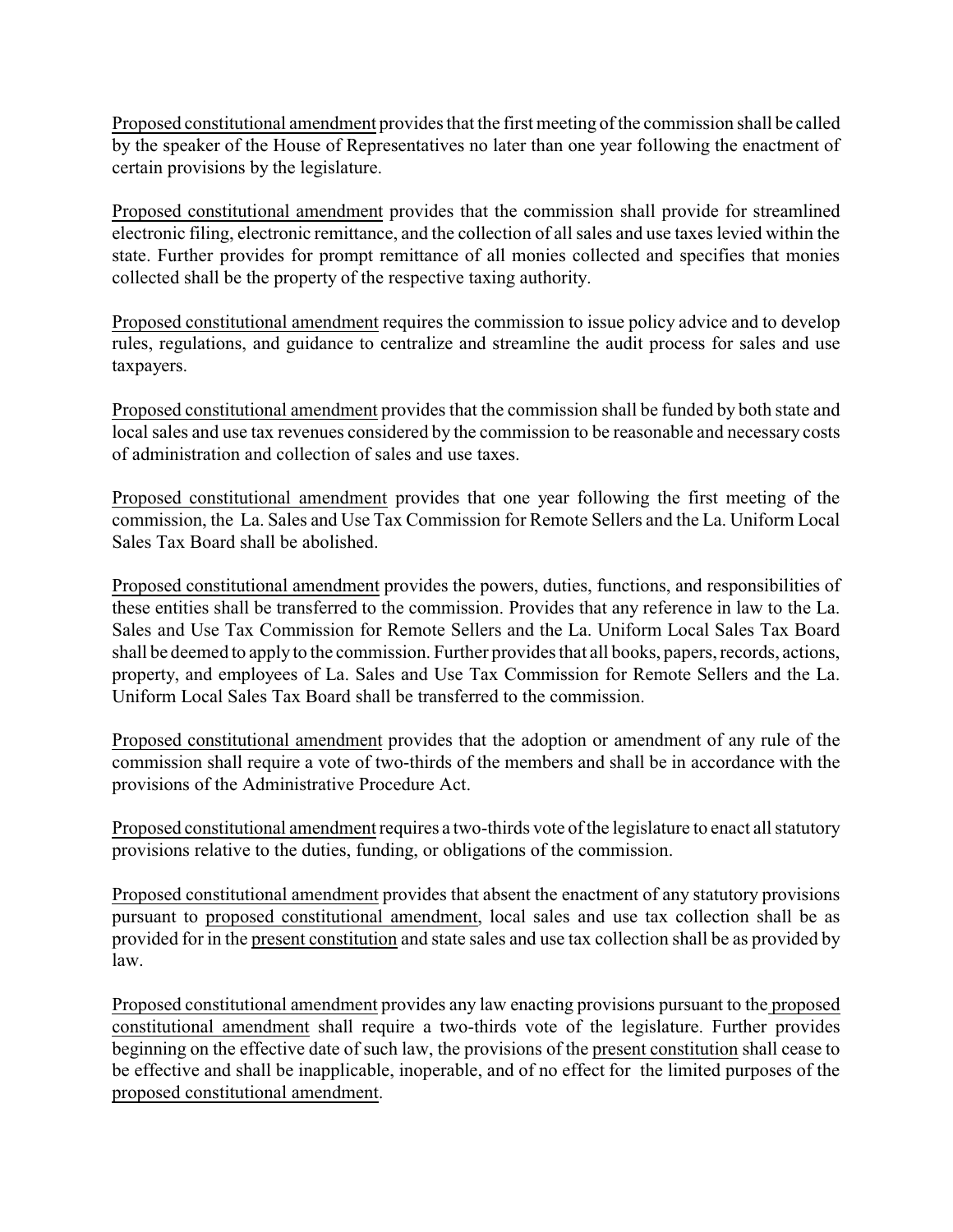Proposed constitutional amendment provides that the first meeting of the commission shall be called by the speaker of the House of Representatives no later than one year following the enactment of certain provisions by the legislature.

Proposed constitutional amendment provides that the commission shall provide for streamlined electronic filing, electronic remittance, and the collection of all sales and use taxes levied within the state. Further provides for prompt remittance of all monies collected and specifies that monies collected shall be the property of the respective taxing authority.

Proposed constitutional amendment requires the commission to issue policy advice and to develop rules, regulations, and guidance to centralize and streamline the audit process for sales and use taxpayers.

Proposed constitutional amendment provides that the commission shall be funded by both state and local sales and use tax revenues considered by the commission to be reasonable and necessary costs of administration and collection of sales and use taxes.

Proposed constitutional amendment provides that one year following the first meeting of the commission, the La. Sales and Use Tax Commission for Remote Sellers and the La. Uniform Local Sales Tax Board shall be abolished.

Proposed constitutional amendment provides the powers, duties, functions, and responsibilities of these entities shall be transferred to the commission. Provides that any reference in law to the La. Sales and Use Tax Commission for Remote Sellers and the La. Uniform Local Sales Tax Board shall be deemed to apply to the commission. Further provides that all books, papers, records, actions, property, and employees of La. Sales and Use Tax Commission for Remote Sellers and the La. Uniform Local Sales Tax Board shall be transferred to the commission.

Proposed constitutional amendment provides that the adoption or amendment of any rule of the commission shall require a vote of two-thirds of the members and shall be in accordance with the provisions of the Administrative Procedure Act.

Proposed constitutional amendment requires a two-thirds vote of the legislature to enact all statutory provisions relative to the duties, funding, or obligations of the commission.

Proposed constitutional amendment provides that absent the enactment of any statutory provisions pursuant to proposed constitutional amendment, local sales and use tax collection shall be as provided for in the present constitution and state sales and use tax collection shall be as provided by law.

Proposed constitutional amendment provides any law enacting provisions pursuant to the proposed constitutional amendment shall require a two-thirds vote of the legislature. Further provides beginning on the effective date of such law, the provisions of the present constitution shall cease to be effective and shall be inapplicable, inoperable, and of no effect for the limited purposes of the proposed constitutional amendment.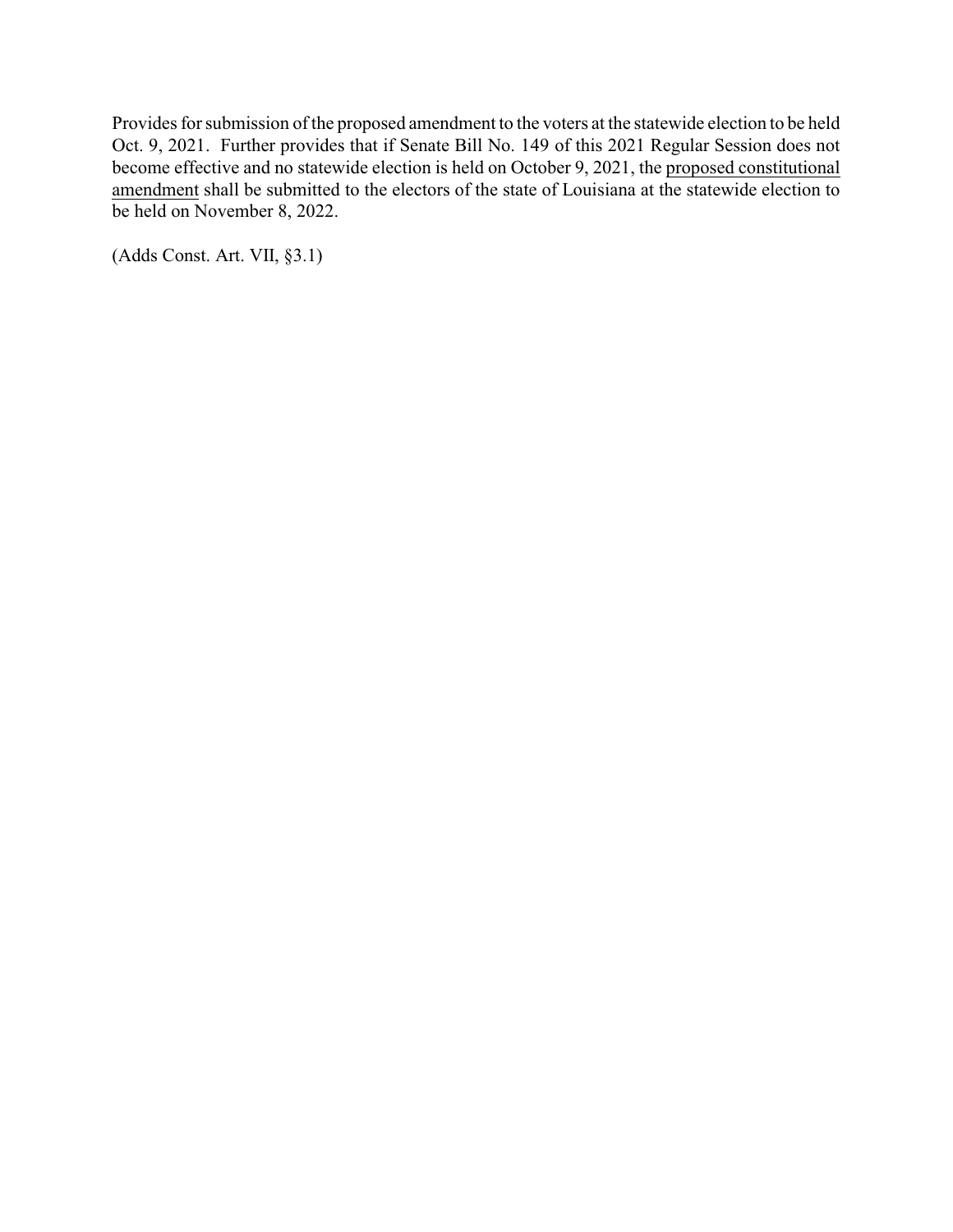Provides for submission of the proposed amendment to the voters at the statewide election to be held Oct. 9, 2021. Further provides that if Senate Bill No. 149 of this 2021 Regular Session does not become effective and no statewide election is held on October 9, 2021, the <u>proposed constitutional amendment</u> shall be submitted to the electors of the state of Louisiana at the statewide election to be held on November 8, 2022.

(Adds Const. Art. VII, §3.1)